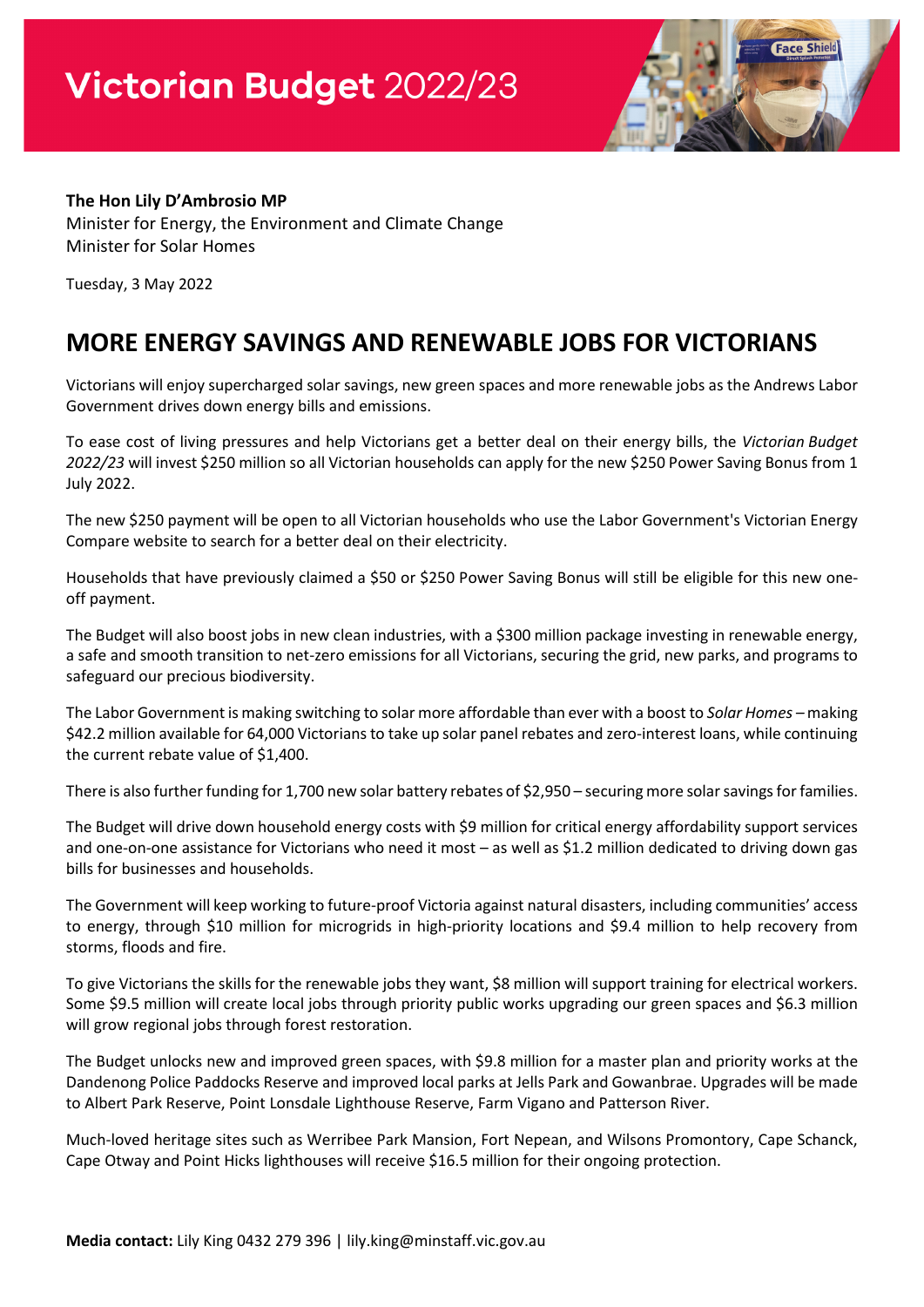# Victorian Budget 2022/23

**The Hon Lily D'Ambrosio MP**
Minister for Energy, the Environment and Climate Change
Minister for Solar Homes

Tuesday, 3 May 2022

## MORE ENERGY SAVINGS AND RENEWABLE JOBS FOR VICTORIANS

Victorians will enjoy supercharged solar savings, new green spaces and more renewable jobs as the Andrews Labor Government drives down energy bills and emissions.

To ease cost of living pressures and help Victorians get a better deal on their energy bills, the *Victorian Budget 2022/23* will invest $250 million so all Victorian households can apply for the new $250 Power Saving Bonus from 1 July 2022.

The new $250 payment will be open to all Victorian households who use the Labor Government's Victorian Energy Compare website to search for a better deal on their electricity.

Households that have previously claimed a $50 or $250 Power Saving Bonus will still be eligible for this new one-off payment.

The Budget will also boost jobs in new clean industries, with a $300 million package investing in renewable energy, a safe and smooth transition to net-zero emissions for all Victorians, securing the grid, new parks, and programs to safeguard our precious biodiversity.

The Labor Government is making switching to solar more affordable than ever with a boost to *Solar Homes* – making $42.2 million available for 64,000 Victorians to take up solar panel rebates and zero-interest loans, while continuing the current rebate value of $1,400.

There is also further funding for 1,700 new solar battery rebates of $2,950 – securing more solar savings for families.

The Budget will drive down household energy costs with $9 million for critical energy affordability support services and one-on-one assistance for Victorians who need it most – as well as $1.2 million dedicated to driving down gas bills for businesses and households.

The Government will keep working to future-proof Victoria against natural disasters, including communities' access to energy, through $10 million for microgrids in high-priority locations and $9.4 million to help recovery from storms, floods and fire.

To give Victorians the skills for the renewable jobs they want, $8 million will support training for electrical workers. Some $9.5 million will create local jobs through priority public works upgrading our green spaces and $6.3 million will grow regional jobs through forest restoration.

The Budget unlocks new and improved green spaces, with $9.8 million for a master plan and priority works at the Dandenong Police Paddocks Reserve and improved local parks at Jells Park and Gowanbrae. Upgrades will be made to Albert Park Reserve, Point Lonsdale Lighthouse Reserve, Farm Vigano and Patterson River.

Much-loved heritage sites such as Werribee Park Mansion, Fort Nepean, and Wilsons Promontory, Cape Schanck, Cape Otway and Point Hicks lighthouses will receive $16.5 million for their ongoing protection.

**Media contact:** Lily King 0432 279 396 | lily.king@minstaff.vic.gov.au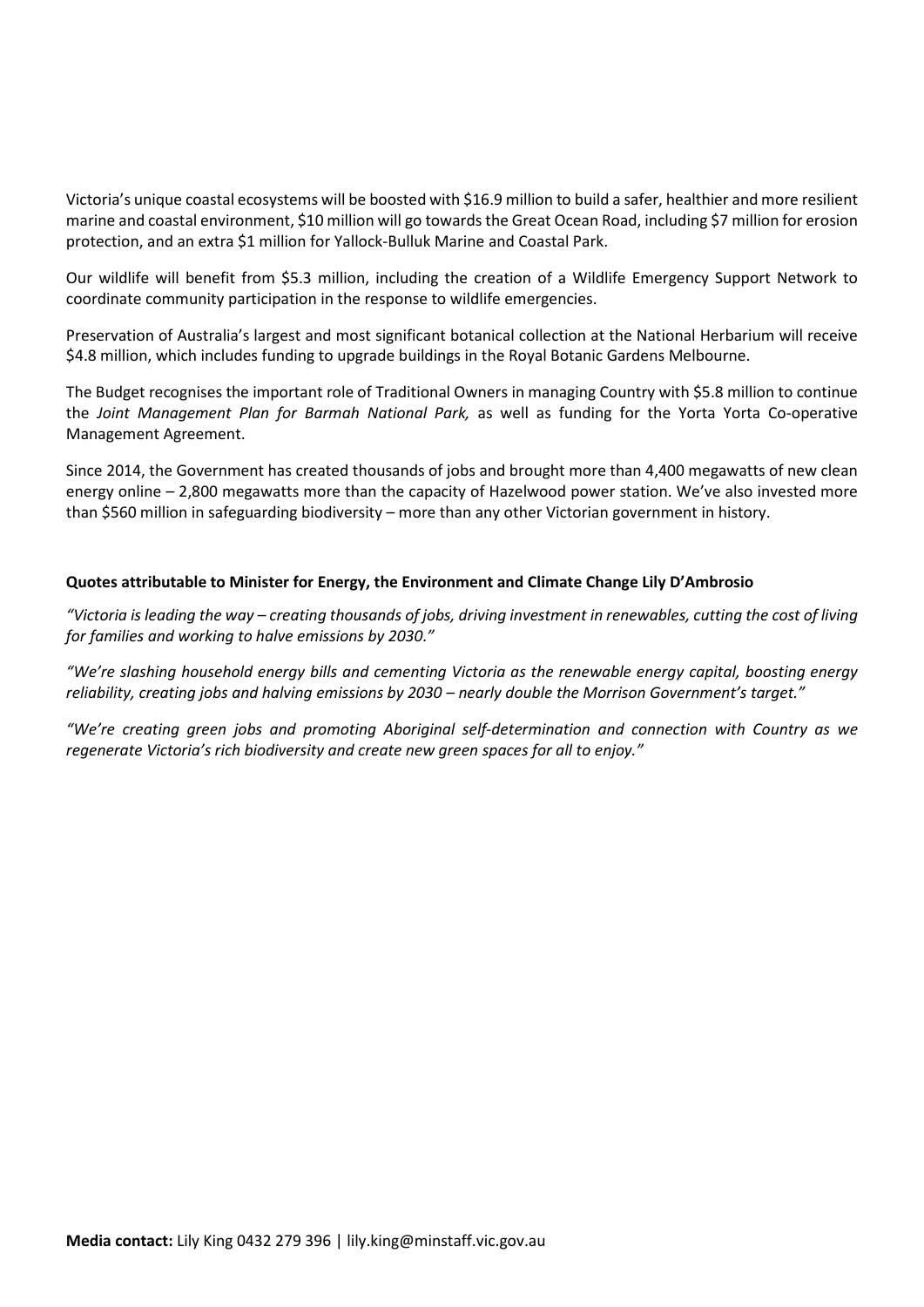Victoria's unique coastal ecosystems will be boosted with $16.9 million to build a safer, healthier and more resilient marine and coastal environment, $10 million will go towards the Great Ocean Road, including $7 million for erosion protection, and an extra $1 million for Yallock-Bulluk Marine and Coastal Park.

Our wildlife will benefit from $5.3 million, including the creation of a Wildlife Emergency Support Network to coordinate community participation in the response to wildlife emergencies.

Preservation of Australia's largest and most significant botanical collection at the National Herbarium will receive $4.8 million, which includes funding to upgrade buildings in the Royal Botanic Gardens Melbourne.

The Budget recognises the important role of Traditional Owners in managing Country with $5.8 million to continue the *Joint Management Plan for Barmah National Park,* as well as funding for the Yorta Yorta Co-operative Management Agreement.

Since 2014, the Government has created thousands of jobs and brought more than 4,400 megawatts of new clean energy online – 2,800 megawatts more than the capacity of Hazelwood power station. We've also invested more than $560 million in safeguarding biodiversity – more than any other Victorian government in history.

**Quotes attributable to Minister for Energy, the Environment and Climate Change Lily D'Ambrosio**

*"Victoria is leading the way – creating thousands of jobs, driving investment in renewables, cutting the cost of living for families and working to halve emissions by 2030."*

*"We're slashing household energy bills and cementing Victoria as the renewable energy capital, boosting energy reliability, creating jobs and halving emissions by 2030 – nearly double the Morrison Government's target."*

*"We're creating green jobs and promoting Aboriginal self-determination and connection with Country as we regenerate Victoria's rich biodiversity and create new green spaces for all to enjoy."*

**Media contact:** Lily King 0432 279 396 | lily.king@minstaff.vic.gov.au